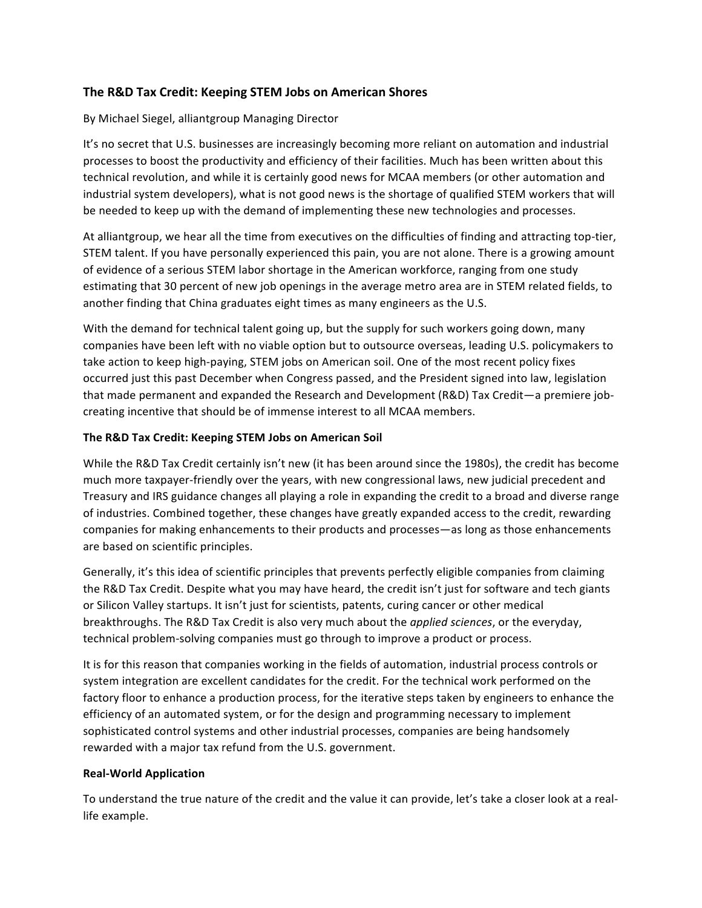### The R&D Tax Credit: Keeping STEM Jobs on American Shores

By Michael Siegel, alliantgroup Managing Director

It's no secret that U.S. businesses are increasingly becoming more reliant on automation and industrial processes to boost the productivity and efficiency of their facilities. Much has been written about this technical revolution, and while it is certainly good news for MCAA members (or other automation and industrial system developers), what is not good news is the shortage of qualified STEM workers that will be needed to keep up with the demand of implementing these new technologies and processes.

At alliantgroup, we hear all the time from executives on the difficulties of finding and attracting top-tier, STEM talent. If you have personally experienced this pain, you are not alone. There is a growing amount of evidence of a serious STEM labor shortage in the American workforce, ranging from one study estimating that 30 percent of new job openings in the average metro area are in STEM related fields, to another finding that China graduates eight times as many engineers as the U.S.

With the demand for technical talent going up, but the supply for such workers going down, many companies have been left with no viable option but to outsource overseas, leading U.S. policymakers to take action to keep high-paying, STEM jobs on American soil. One of the most recent policy fixes occurred just this past December when Congress passed, and the President signed into law, legislation that made permanent and expanded the Research and Development (R&D) Tax Credit—a premiere job-creating incentive that should be of immense interest to all MCAA members.

**The R&D Tax Credit: Keeping STEM Jobs on American Soil**

While the R&D Tax Credit certainly isn't new (it has been around since the 1980s), the credit has become much more taxpayer-friendly over the years, with new congressional laws, new judicial precedent and Treasury and IRS guidance changes all playing a role in expanding the credit to a broad and diverse range of industries. Combined together, these changes have greatly expanded access to the credit, rewarding companies for making enhancements to their products and processes—as long as those enhancements are based on scientific principles.

Generally, it's this idea of scientific principles that prevents perfectly eligible companies from claiming the R&D Tax Credit. Despite what you may have heard, the credit isn't just for software and tech giants or Silicon Valley startups. It isn't just for scientists, patents, curing cancer or other medical breakthroughs. The R&D Tax Credit is also very much about the *applied sciences*, or the everyday, technical problem-solving companies must go through to improve a product or process.

It is for this reason that companies working in the fields of automation, industrial process controls or system integration are excellent candidates for the credit. For the technical work performed on the factory floor to enhance a production process, for the iterative steps taken by engineers to enhance the efficiency of an automated system, or for the design and programming necessary to implement sophisticated control systems and other industrial processes, companies are being handsomely rewarded with a major tax refund from the U.S. government.

**Real-World Application**

To understand the true nature of the credit and the value it can provide, let's take a closer look at a real-life example.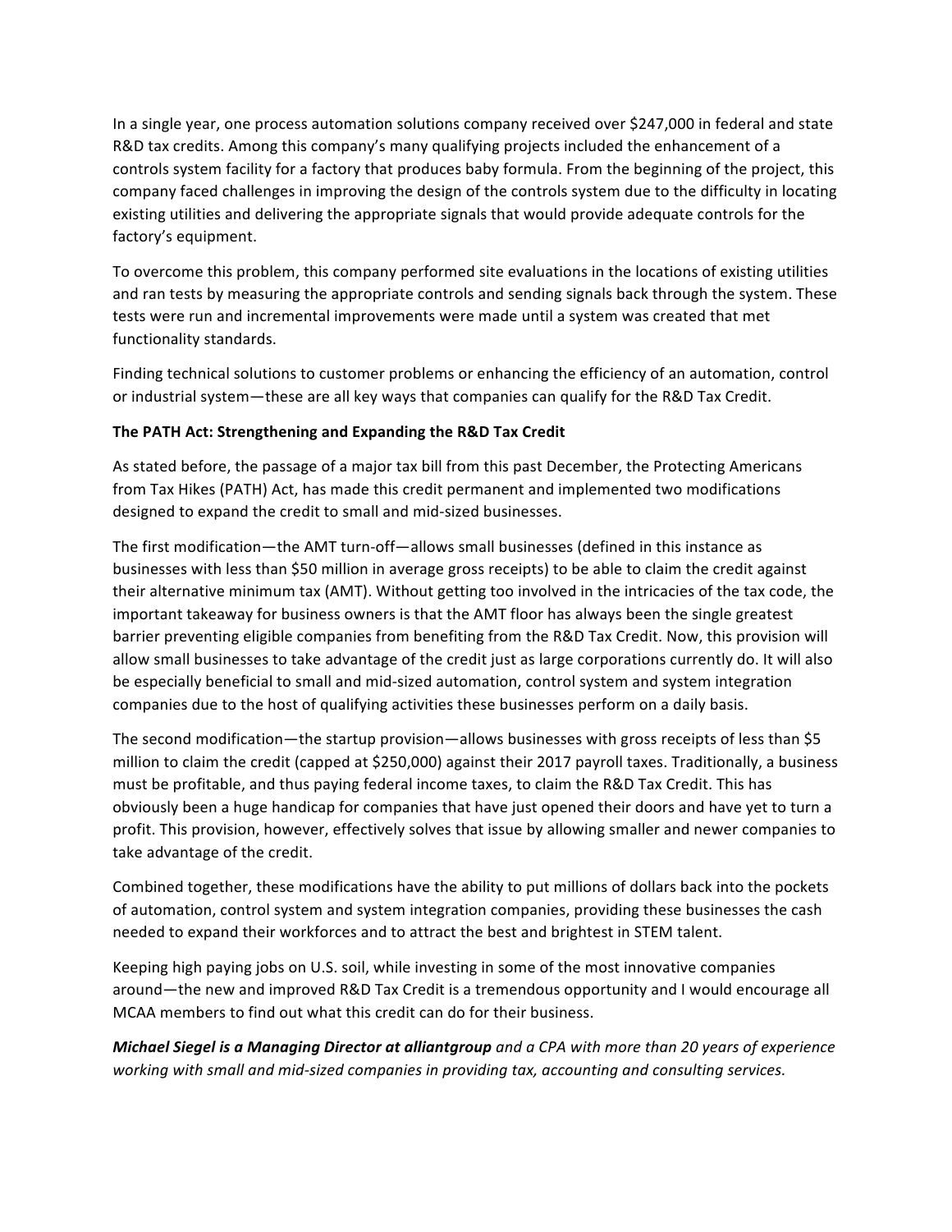In a single year, one process automation solutions company received over $247,000 in federal and state R&D tax credits. Among this company's many qualifying projects included the enhancement of a controls system facility for a factory that produces baby formula. From the beginning of the project, this company faced challenges in improving the design of the controls system due to the difficulty in locating existing utilities and delivering the appropriate signals that would provide adequate controls for the factory's equipment.

To overcome this problem, this company performed site evaluations in the locations of existing utilities and ran tests by measuring the appropriate controls and sending signals back through the system. These tests were run and incremental improvements were made until a system was created that met functionality standards.

Finding technical solutions to customer problems or enhancing the efficiency of an automation, control or industrial system—these are all key ways that companies can qualify for the R&D Tax Credit.

**The PATH Act: Strengthening and Expanding the R&D Tax Credit**

As stated before, the passage of a major tax bill from this past December, the Protecting Americans from Tax Hikes (PATH) Act, has made this credit permanent and implemented two modifications designed to expand the credit to small and mid-sized businesses.

The first modification—the AMT turn-off—allows small businesses (defined in this instance as businesses with less than $50 million in average gross receipts) to be able to claim the credit against their alternative minimum tax (AMT). Without getting too involved in the intricacies of the tax code, the important takeaway for business owners is that the AMT floor has always been the single greatest barrier preventing eligible companies from benefiting from the R&D Tax Credit. Now, this provision will allow small businesses to take advantage of the credit just as large corporations currently do. It will also be especially beneficial to small and mid-sized automation, control system and system integration companies due to the host of qualifying activities these businesses perform on a daily basis.

The second modification—the startup provision—allows businesses with gross receipts of less than $5 million to claim the credit (capped at $250,000) against their 2017 payroll taxes. Traditionally, a business must be profitable, and thus paying federal income taxes, to claim the R&D Tax Credit. This has obviously been a huge handicap for companies that have just opened their doors and have yet to turn a profit. This provision, however, effectively solves that issue by allowing smaller and newer companies to take advantage of the credit.

Combined together, these modifications have the ability to put millions of dollars back into the pockets of automation, control system and system integration companies, providing these businesses the cash needed to expand their workforces and to attract the best and brightest in STEM talent.

Keeping high paying jobs on U.S. soil, while investing in some of the most innovative companies around—the new and improved R&D Tax Credit is a tremendous opportunity and I would encourage all MCAA members to find out what this credit can do for their business.

***Michael Siegel is a Managing Director at alliantgroup*** *and a CPA with more than 20 years of experience working with small and mid-sized companies in providing tax, accounting and consulting services.*